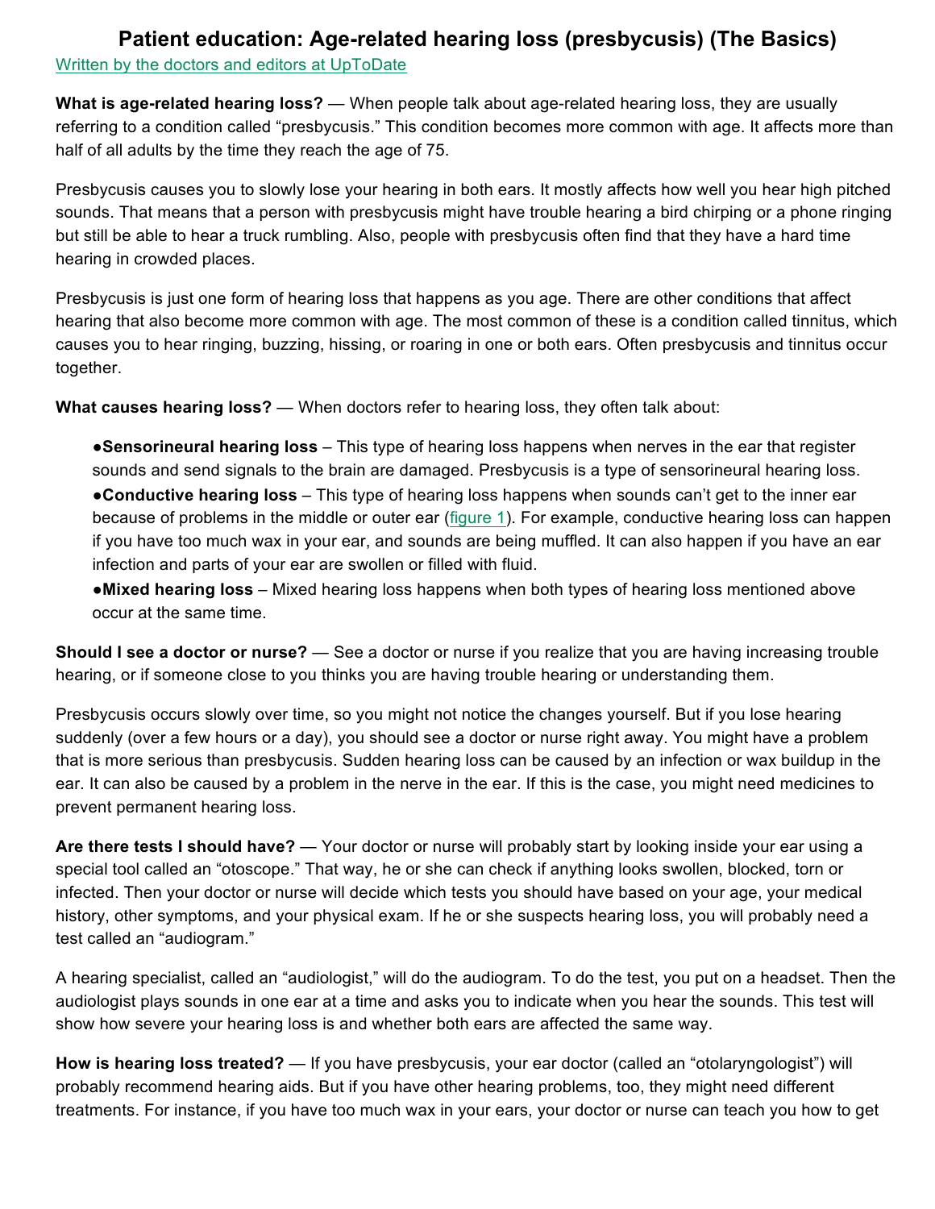# Patient education: Age-related hearing loss (presbycusis) (The Basics)

Written by the doctors and editors at UpToDate

**What is age-related hearing loss?** — When people talk about age-related hearing loss, they are usually referring to a condition called "presbycusis." This condition becomes more common with age. It affects more than half of all adults by the time they reach the age of 75.

Presbycusis causes you to slowly lose your hearing in both ears. It mostly affects how well you hear high pitched sounds. That means that a person with presbycusis might have trouble hearing a bird chirping or a phone ringing but still be able to hear a truck rumbling. Also, people with presbycusis often find that they have a hard time hearing in crowded places.

Presbycusis is just one form of hearing loss that happens as you age. There are other conditions that affect hearing that also become more common with age. The most common of these is a condition called tinnitus, which causes you to hear ringing, buzzing, hissing, or roaring in one or both ears. Often presbycusis and tinnitus occur together.

**What causes hearing loss?** — When doctors refer to hearing loss, they often talk about:

- **Sensorineural hearing loss** – This type of hearing loss happens when nerves in the ear that register sounds and send signals to the brain are damaged. Presbycusis is a type of sensorineural hearing loss.
- **Conductive hearing loss** – This type of hearing loss happens when sounds can't get to the inner ear because of problems in the middle or outer ear (figure 1). For example, conductive hearing loss can happen if you have too much wax in your ear, and sounds are being muffled. It can also happen if you have an ear infection and parts of your ear are swollen or filled with fluid.
- **Mixed hearing loss** – Mixed hearing loss happens when both types of hearing loss mentioned above occur at the same time.

**Should I see a doctor or nurse?** — See a doctor or nurse if you realize that you are having increasing trouble hearing, or if someone close to you thinks you are having trouble hearing or understanding them.

Presbycusis occurs slowly over time, so you might not notice the changes yourself. But if you lose hearing suddenly (over a few hours or a day), you should see a doctor or nurse right away. You might have a problem that is more serious than presbycusis. Sudden hearing loss can be caused by an infection or wax buildup in the ear. It can also be caused by a problem in the nerve in the ear. If this is the case, you might need medicines to prevent permanent hearing loss.

**Are there tests I should have?** — Your doctor or nurse will probably start by looking inside your ear using a special tool called an "otoscope." That way, he or she can check if anything looks swollen, blocked, torn or infected. Then your doctor or nurse will decide which tests you should have based on your age, your medical history, other symptoms, and your physical exam. If he or she suspects hearing loss, you will probably need a test called an "audiogram."

A hearing specialist, called an "audiologist," will do the audiogram. To do the test, you put on a headset. Then the audiologist plays sounds in one ear at a time and asks you to indicate when you hear the sounds. This test will show how severe your hearing loss is and whether both ears are affected the same way.

**How is hearing loss treated?** — If you have presbycusis, your ear doctor (called an "otolaryngologist") will probably recommend hearing aids. But if you have other hearing problems, too, they might need different treatments. For instance, if you have too much wax in your ears, your doctor or nurse can teach you how to get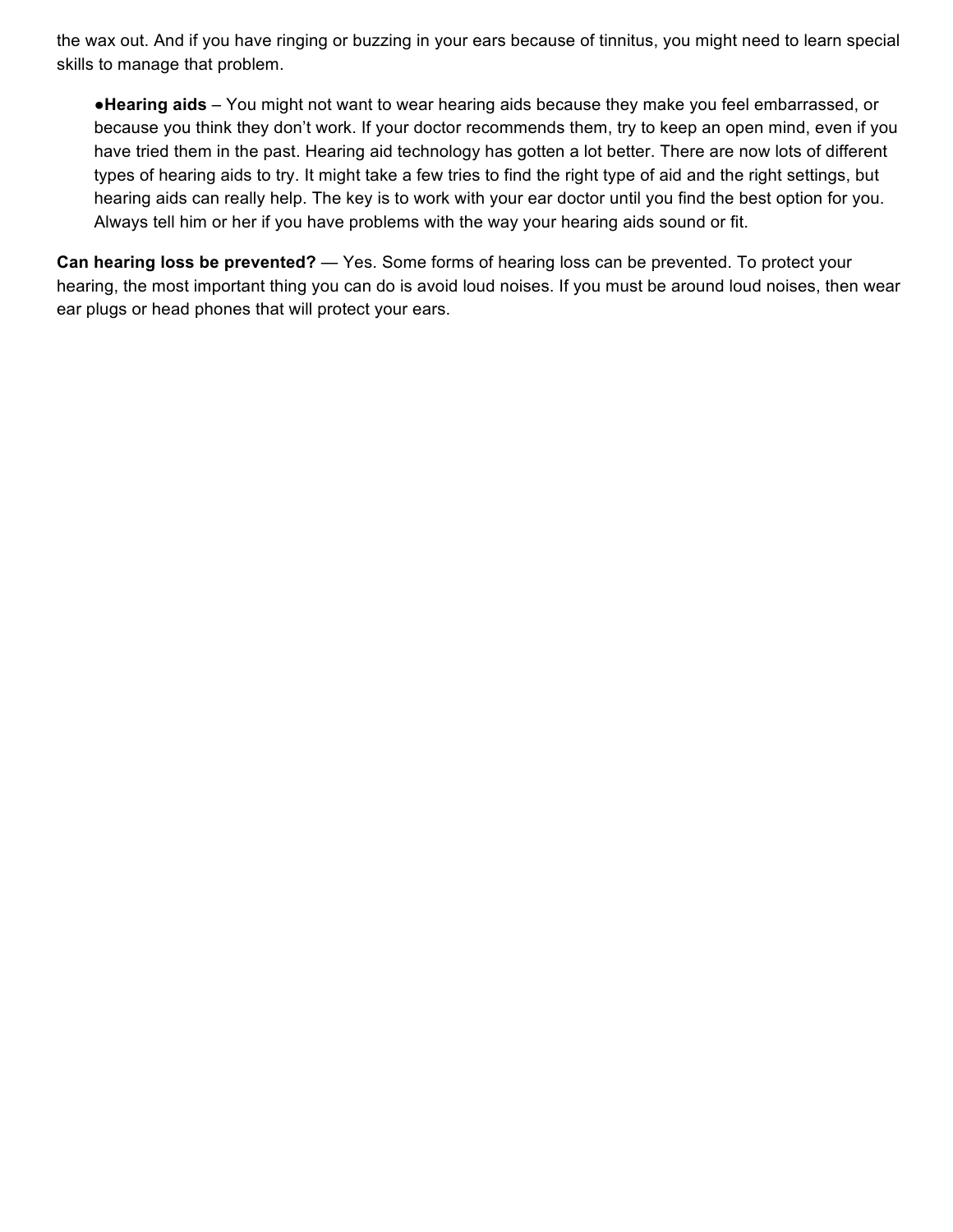the wax out. And if you have ringing or buzzing in your ears because of tinnitus, you might need to learn special skills to manage that problem.

- **Hearing aids** – You might not want to wear hearing aids because they make you feel embarrassed, or because you think they don't work. If your doctor recommends them, try to keep an open mind, even if you have tried them in the past. Hearing aid technology has gotten a lot better. There are now lots of different types of hearing aids to try. It might take a few tries to find the right type of aid and the right settings, but hearing aids can really help. The key is to work with your ear doctor until you find the best option for you. Always tell him or her if you have problems with the way your hearing aids sound or fit.

**Can hearing loss be prevented?** — Yes. Some forms of hearing loss can be prevented. To protect your hearing, the most important thing you can do is avoid loud noises. If you must be around loud noises, then wear ear plugs or head phones that will protect your ears.